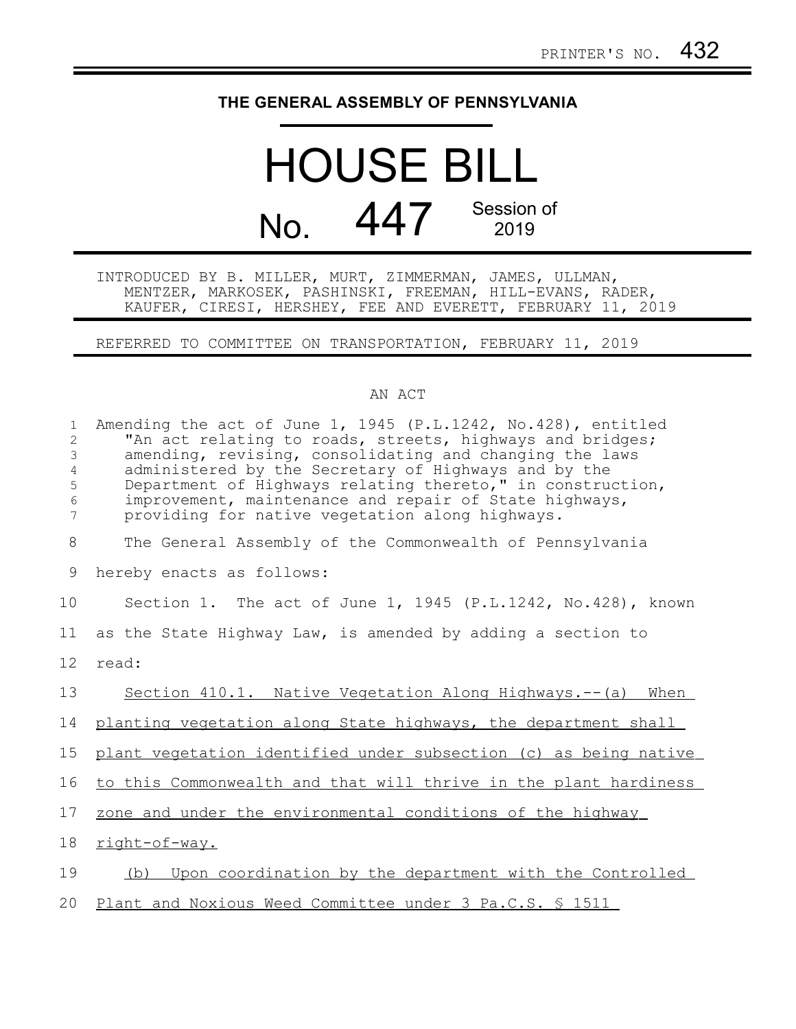PRINTER'S NO. 432

# THE GENERAL ASSEMBLY OF PENNSYLVANIA

# HOUSE BILL

## No. 447 Session of 2019

INTRODUCED BY B. MILLER, MURT, ZIMMERMAN, JAMES, ULLMAN, MENTZER, MARKOSEK, PASHINSKI, FREEMAN, HILL-EVANS, RADER, KAUFER, CIRESI, HERSHEY, FEE AND EVERETT, FEBRUARY 11, 2019

REFERRED TO COMMITTEE ON TRANSPORTATION, FEBRUARY 11, 2019

AN ACT

Amending the act of June 1, 1945 (P.L.1242, No.428), entitled "An act relating to roads, streets, highways and bridges; amending, revising, consolidating and changing the laws administered by the Secretary of Highways and by the Department of Highways relating thereto," in construction, improvement, maintenance and repair of State highways, providing for native vegetation along highways.

The General Assembly of the Commonwealth of Pennsylvania hereby enacts as follows:

Section 1. The act of June 1, 1945 (P.L.1242, No.428), known as the State Highway Law, is amended by adding a section to read:

Section 410.1. Native Vegetation Along Highways.--(a) When planting vegetation along State highways, the department shall plant vegetation identified under subsection (c) as being native to this Commonwealth and that will thrive in the plant hardiness zone and under the environmental conditions of the highway right-of-way.

(b) Upon coordination by the department with the Controlled Plant and Noxious Weed Committee under 3 Pa.C.S. § 1511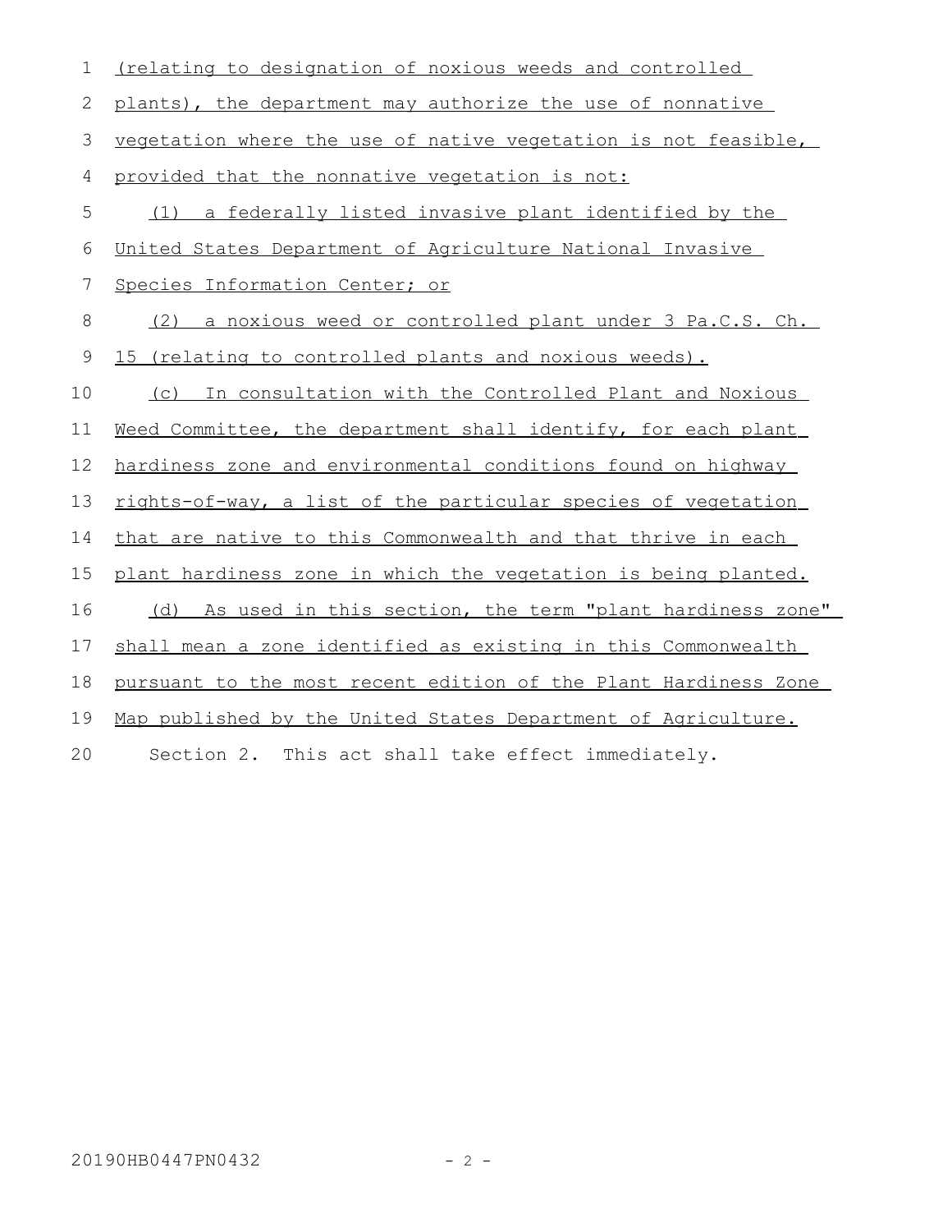(relating to designation of noxious weeds and controlled plants), the department may authorize the use of nonnative vegetation where the use of native vegetation is not feasible, provided that the nonnative vegetation is not:

(1) a federally listed invasive plant identified by the United States Department of Agriculture National Invasive Species Information Center; or

(2) a noxious weed or controlled plant under 3 Pa.C.S. Ch. 15 (relating to controlled plants and noxious weeds).

(c) In consultation with the Controlled Plant and Noxious Weed Committee, the department shall identify, for each plant hardiness zone and environmental conditions found on highway rights-of-way, a list of the particular species of vegetation that are native to this Commonwealth and that thrive in each plant hardiness zone in which the vegetation is being planted.

(d) As used in this section, the term "plant hardiness zone" shall mean a zone identified as existing in this Commonwealth pursuant to the most recent edition of the Plant Hardiness Zone Map published by the United States Department of Agriculture.

Section 2. This act shall take effect immediately.